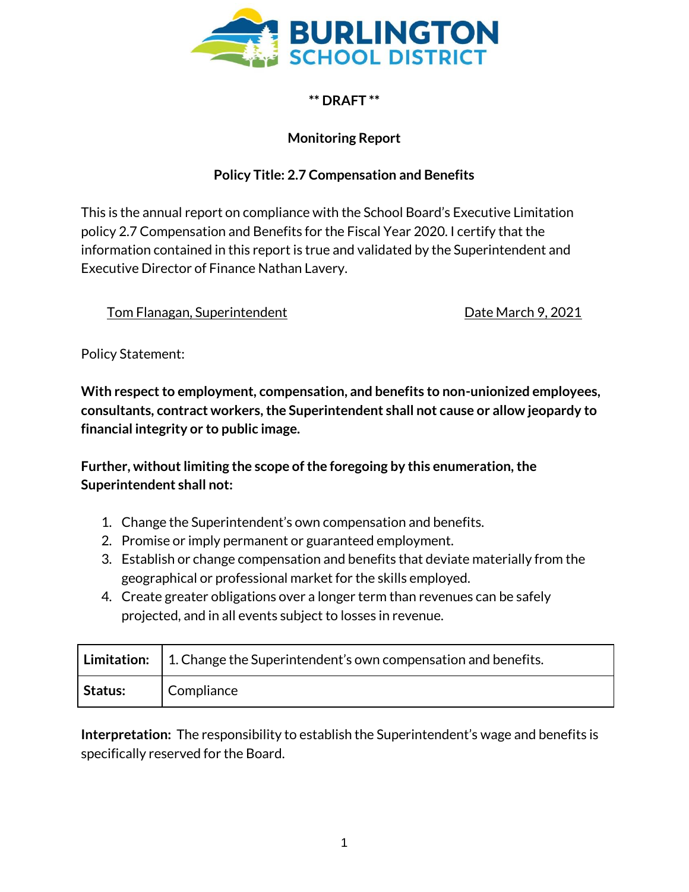BURLINGTON SCHOOL DISTRICT

** DRAFT **

**Monitoring Report**

**Policy Title: 2.7 Compensation and Benefits**

This is the annual report on compliance with the School Board's Executive Limitation policy 2.7 Compensation and Benefits for the Fiscal Year 2020. I certify that the information contained in this report is true and validated by the Superintendent and Executive Director of Finance Nathan Lavery.

Tom Flanagan, Superintendent — Date March 9, 2021

Policy Statement:

**With respect to employment, compensation, and benefits to non-unionized employees, consultants, contract workers, the Superintendent shall not cause or allow jeopardy to financial integrity or to public image.**

**Further, without limiting the scope of the foregoing by this enumeration, the Superintendent shall not:**

1. Change the Superintendent's own compensation and benefits.
2. Promise or imply permanent or guaranteed employment.
3. Establish or change compensation and benefits that deviate materially from the geographical or professional market for the skills employed.
4. Create greater obligations over a longer term than revenues can be safely projected, and in all events subject to losses in revenue.

| **Limitation:** | 1. Change the Superintendent's own compensation and benefits. |
|---|---|
| **Status:** | Compliance |

**Interpretation:** The responsibility to establish the Superintendent's wage and benefits is specifically reserved for the Board.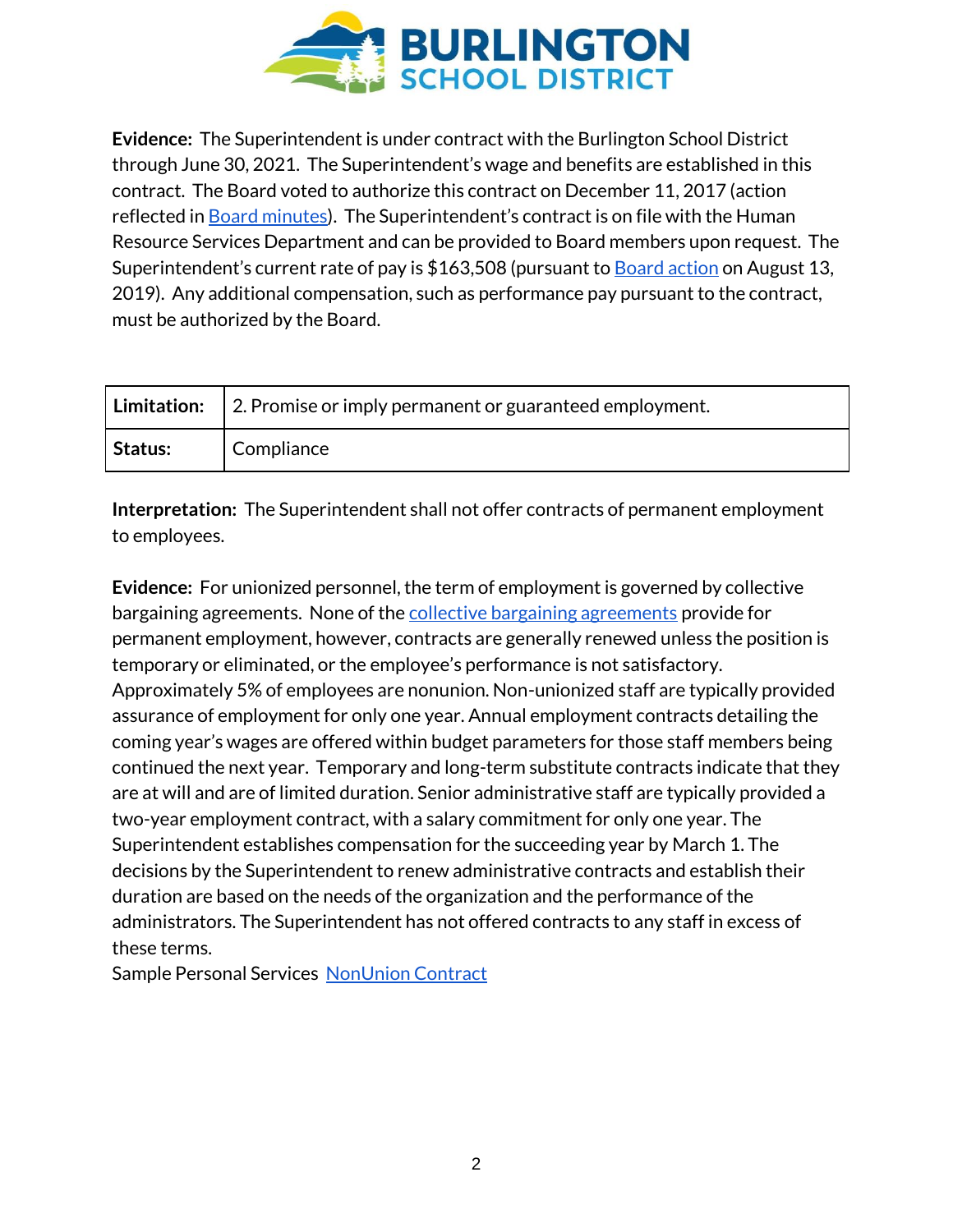**Evidence:** The Superintendent is under contract with the Burlington School District through June 30, 2021. The Superintendent's wage and benefits are established in this contract. The Board voted to authorize this contract on December 11, 2017 (action reflected in Board minutes). The Superintendent's contract is on file with the Human Resource Services Department and can be provided to Board members upon request. The Superintendent's current rate of pay is $163,508 (pursuant to Board action on August 13, 2019). Any additional compensation, such as performance pay pursuant to the contract, must be authorized by the Board.

| **Limitation:** | 2. Promise or imply permanent or guaranteed employment. |
|---|---|
| **Status:** | Compliance |

**Interpretation:** The Superintendent shall not offer contracts of permanent employment to employees.

**Evidence:** For unionized personnel, the term of employment is governed by collective bargaining agreements. None of the collective bargaining agreements provide for permanent employment, however, contracts are generally renewed unless the position is temporary or eliminated, or the employee's performance is not satisfactory. Approximately 5% of employees are nonunion. Non-unionized staff are typically provided assurance of employment for only one year. Annual employment contracts detailing the coming year's wages are offered within budget parameters for those staff members being continued the next year. Temporary and long-term substitute contracts indicate that they are at will and are of limited duration. Senior administrative staff are typically provided a two-year employment contract, with a salary commitment for only one year. The Superintendent establishes compensation for the succeeding year by March 1. The decisions by the Superintendent to renew administrative contracts and establish their duration are based on the needs of the organization and the performance of the administrators. The Superintendent has not offered contracts to any staff in excess of these terms.
Sample Personal Services NonUnion Contract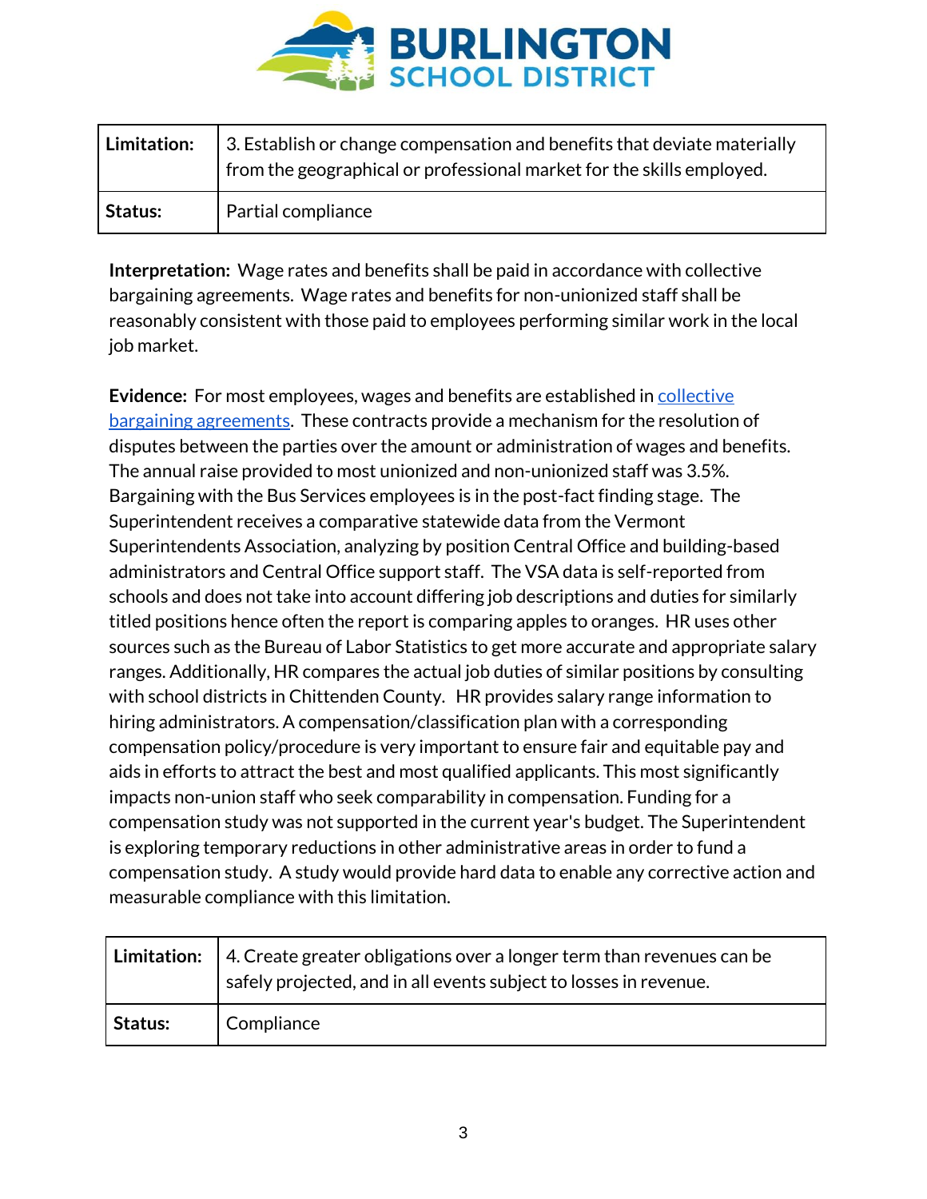| Limitation: | 3. Establish or change compensation and benefits that deviate materially from the geographical or professional market for the skills employed. |
|---|---|
| Status: | Partial compliance |

**Interpretation:** Wage rates and benefits shall be paid in accordance with collective bargaining agreements. Wage rates and benefits for non-unionized staff shall be reasonably consistent with those paid to employees performing similar work in the local job market.

**Evidence:** For most employees, wages and benefits are established in collective bargaining agreements. These contracts provide a mechanism for the resolution of disputes between the parties over the amount or administration of wages and benefits. The annual raise provided to most unionized and non-unionized staff was 3.5%. Bargaining with the Bus Services employees is in the post-fact finding stage. The Superintendent receives a comparative statewide data from the Vermont Superintendents Association, analyzing by position Central Office and building-based administrators and Central Office support staff. The VSA data is self-reported from schools and does not take into account differing job descriptions and duties for similarly titled positions hence often the report is comparing apples to oranges. HR uses other sources such as the Bureau of Labor Statistics to get more accurate and appropriate salary ranges. Additionally, HR compares the actual job duties of similar positions by consulting with school districts in Chittenden County. HR provides salary range information to hiring administrators. A compensation/classification plan with a corresponding compensation policy/procedure is very important to ensure fair and equitable pay and aids in efforts to attract the best and most qualified applicants. This most significantly impacts non-union staff who seek comparability in compensation. Funding for a compensation study was not supported in the current year's budget. The Superintendent is exploring temporary reductions in other administrative areas in order to fund a compensation study. A study would provide hard data to enable any corrective action and measurable compliance with this limitation.

| Limitation: | 4. Create greater obligations over a longer term than revenues can be safely projected, and in all events subject to losses in revenue. |
|---|---|
| Status: | Compliance |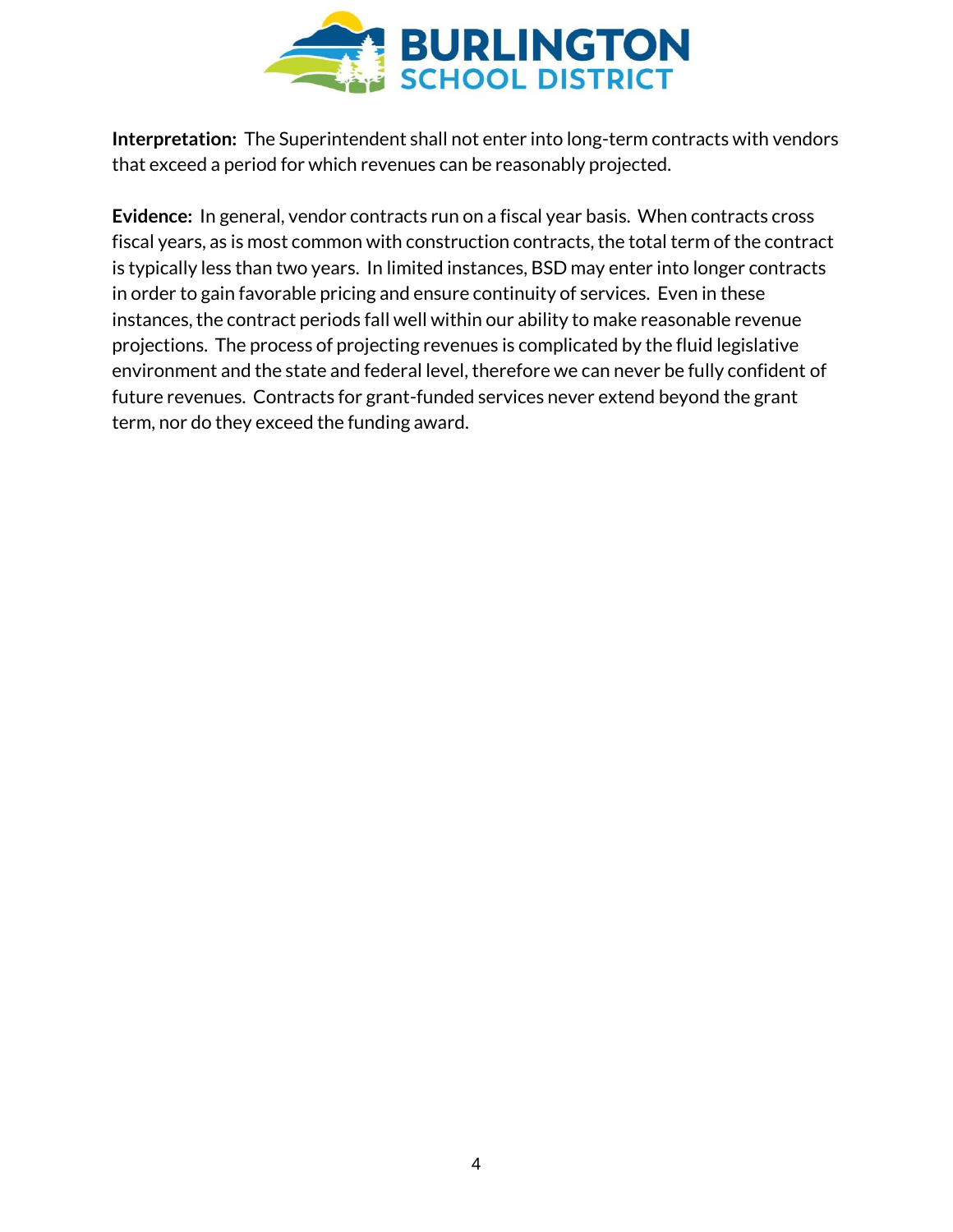**Interpretation:** The Superintendent shall not enter into long-term contracts with vendors that exceed a period for which revenues can be reasonably projected.

**Evidence:** In general, vendor contracts run on a fiscal year basis. When contracts cross fiscal years, as is most common with construction contracts, the total term of the contract is typically less than two years. In limited instances, BSD may enter into longer contracts in order to gain favorable pricing and ensure continuity of services. Even in these instances, the contract periods fall well within our ability to make reasonable revenue projections. The process of projecting revenues is complicated by the fluid legislative environment and the state and federal level, therefore we can never be fully confident of future revenues. Contracts for grant-funded services never extend beyond the grant term, nor do they exceed the funding award.